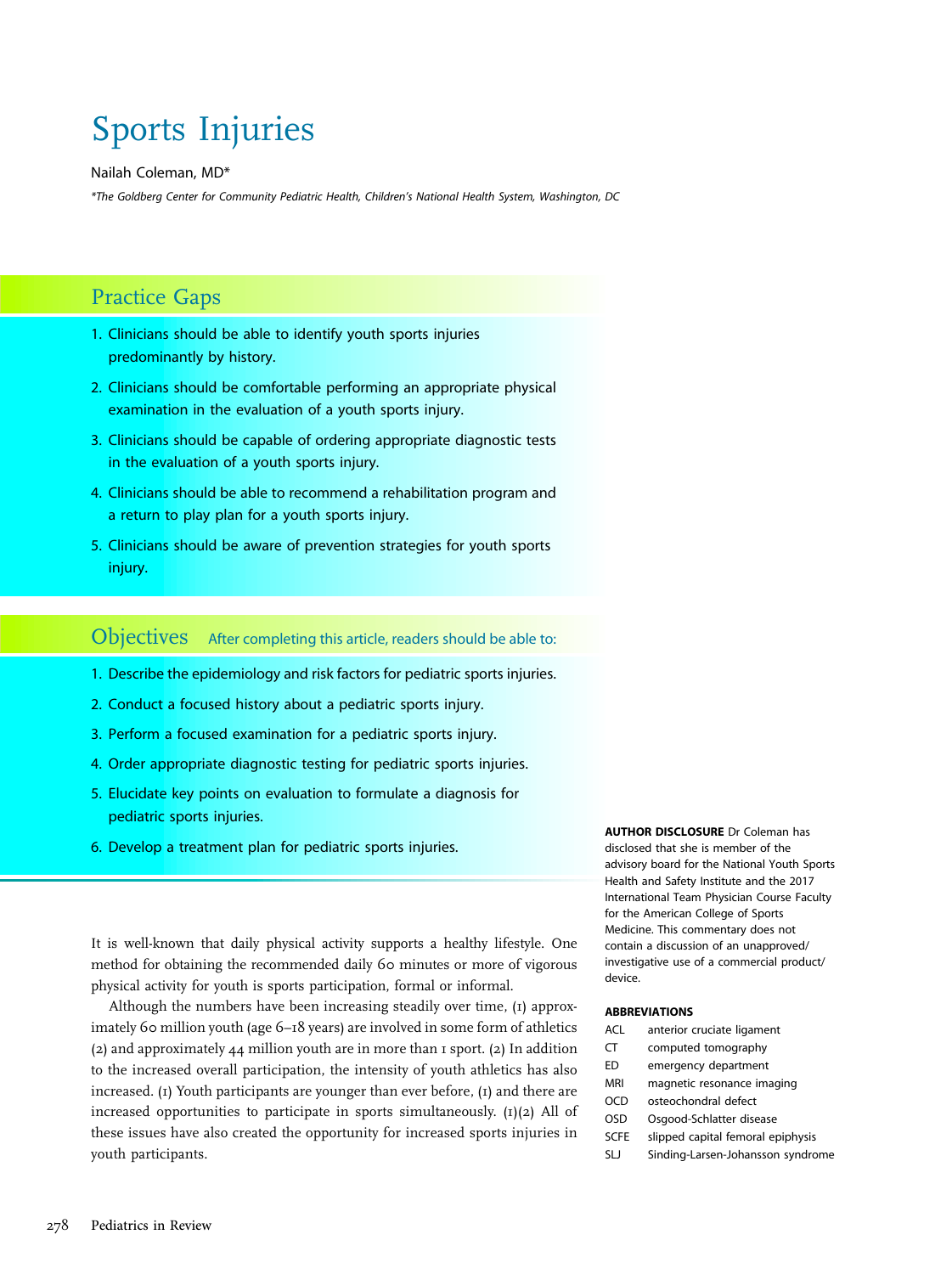# Sports Injuries

Nailah Coleman, MD*

*The Goldberg Center for Community Pediatric Health, Children's National Health System, Washington, DC*

## Practice Gaps

1. Clinicians should be able to identify youth sports injuries predominantly by history.
2. Clinicians should be comfortable performing an appropriate physical examination in the evaluation of a youth sports injury.
3. Clinicians should be capable of ordering appropriate diagnostic tests in the evaluation of a youth sports injury.
4. Clinicians should be able to recommend a rehabilitation program and a return to play plan for a youth sports injury.
5. Clinicians should be aware of prevention strategies for youth sports injury.

## Objectives

After completing this article, readers should be able to:

1. Describe the epidemiology and risk factors for pediatric sports injuries.
2. Conduct a focused history about a pediatric sports injury.
3. Perform a focused examination for a pediatric sports injury.
4. Order appropriate diagnostic testing for pediatric sports injuries.
5. Elucidate key points on evaluation to formulate a diagnosis for pediatric sports injuries.
6. Develop a treatment plan for pediatric sports injuries.

It is well-known that daily physical activity supports a healthy lifestyle. One method for obtaining the recommended daily 60 minutes or more of vigorous physical activity for youth is sports participation, formal or informal.

Although the numbers have been increasing steadily over time, (1) approximately 60 million youth (age 6–18 years) are involved in some form of athletics (2) and approximately 44 million youth are in more than 1 sport. (2) In addition to the increased overall participation, the intensity of youth athletics has also increased. (1) Youth participants are younger than ever before, (1) and there are increased opportunities to participate in sports simultaneously. (1)(2) All of these issues have also created the opportunity for increased sports injuries in youth participants.

**AUTHOR DISCLOSURE** Dr Coleman has disclosed that she is member of the advisory board for the National Youth Sports Health and Safety Institute and the 2017 International Team Physician Course Faculty for the American College of Sports Medicine. This commentary does not contain a discussion of an unapproved/investigative use of a commercial product/device.

**ABBREVIATIONS**

| | |
|---|---|
| ACL | anterior cruciate ligament |
| CT | computed tomography |
| ED | emergency department |
| MRI | magnetic resonance imaging |
| OCD | osteochondral defect |
| OSD | Osgood-Schlatter disease |
| SCFE | slipped capital femoral epiphysis |
| SLJ | Sinding-Larsen-Johansson syndrome |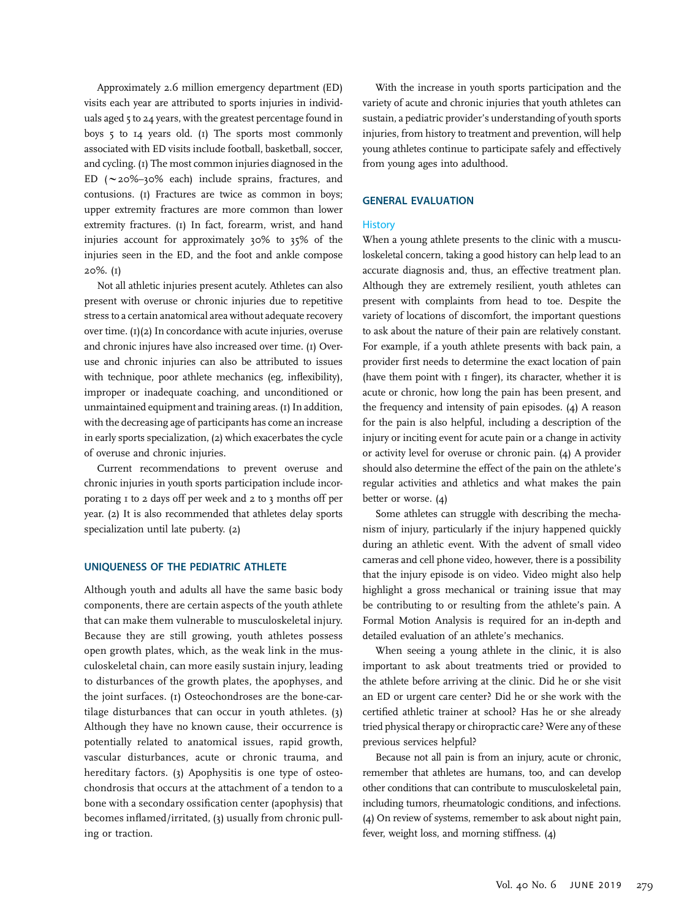Approximately 2.6 million emergency department (ED) visits each year are attributed to sports injuries in individuals aged 5 to 24 years, with the greatest percentage found in boys 5 to 14 years old. (1) The sports most commonly associated with ED visits include football, basketball, soccer, and cycling. (1) The most common injuries diagnosed in the ED (~20%–30% each) include sprains, fractures, and contusions. (1) Fractures are twice as common in boys; upper extremity fractures are more common than lower extremity fractures. (1) In fact, forearm, wrist, and hand injuries account for approximately 30% to 35% of the injuries seen in the ED, and the foot and ankle compose 20%. (1)

Not all athletic injuries present acutely. Athletes can also present with overuse or chronic injuries due to repetitive stress to a certain anatomical area without adequate recovery over time. (1)(2) In concordance with acute injuries, overuse and chronic injures have also increased over time. (1) Overuse and chronic injures can also be attributed to issues with technique, poor athlete mechanics (eg, inflexibility), improper or inadequate coaching, and unconditioned or unmaintained equipment and training areas. (1) In addition, with the decreasing age of participants has come an increase in early sports specialization, (2) which exacerbates the cycle of overuse and chronic injuries.

Current recommendations to prevent overuse and chronic injuries in youth sports participation include incorporating 1 to 2 days off per week and 2 to 3 months off per year. (2) It is also recommended that athletes delay sports specialization until late puberty. (2)

## UNIQUENESS OF THE PEDIATRIC ATHLETE

Although youth and adults all have the same basic body components, there are certain aspects of the youth athlete that can make them vulnerable to musculoskeletal injury. Because they are still growing, youth athletes possess open growth plates, which, as the weak link in the musculoskeletal chain, can more easily sustain injury, leading to disturbances of the growth plates, the apophyses, and the joint surfaces. (1) Osteochondroses are the bone-cartilage disturbances that can occur in youth athletes. (3) Although they have no known cause, their occurrence is potentially related to anatomical issues, rapid growth, vascular disturbances, acute or chronic trauma, and hereditary factors. (3) Apophysitis is one type of osteochondrosis that occurs at the attachment of a tendon to a bone with a secondary ossification center (apophysis) that becomes inflamed/irritated, (3) usually from chronic pulling or traction.

With the increase in youth sports participation and the variety of acute and chronic injuries that youth athletes can sustain, a pediatric provider's understanding of youth sports injuries, from history to treatment and prevention, will help young athletes continue to participate safely and effectively from young ages into adulthood.

## GENERAL EVALUATION

### History

When a young athlete presents to the clinic with a musculoskeletal concern, taking a good history can help lead to an accurate diagnosis and, thus, an effective treatment plan. Although they are extremely resilient, youth athletes can present with complaints from head to toe. Despite the variety of locations of discomfort, the important questions to ask about the nature of their pain are relatively constant. For example, if a youth athlete presents with back pain, a provider first needs to determine the exact location of pain (have them point with 1 finger), its character, whether it is acute or chronic, how long the pain has been present, and the frequency and intensity of pain episodes. (4) A reason for the pain is also helpful, including a description of the injury or inciting event for acute pain or a change in activity or activity level for overuse or chronic pain. (4) A provider should also determine the effect of the pain on the athlete's regular activities and athletics and what makes the pain better or worse. (4)

Some athletes can struggle with describing the mechanism of injury, particularly if the injury happened quickly during an athletic event. With the advent of small video cameras and cell phone video, however, there is a possibility that the injury episode is on video. Video might also help highlight a gross mechanical or training issue that may be contributing to or resulting from the athlete's pain. A Formal Motion Analysis is required for an in-depth and detailed evaluation of an athlete's mechanics.

When seeing a young athlete in the clinic, it is also important to ask about treatments tried or provided to the athlete before arriving at the clinic. Did he or she visit an ED or urgent care center? Did he or she work with the certified athletic trainer at school? Has he or she already tried physical therapy or chiropractic care? Were any of these previous services helpful?

Because not all pain is from an injury, acute or chronic, remember that athletes are humans, too, and can develop other conditions that can contribute to musculoskeletal pain, including tumors, rheumatologic conditions, and infections. (4) On review of systems, remember to ask about night pain, fever, weight loss, and morning stiffness. (4)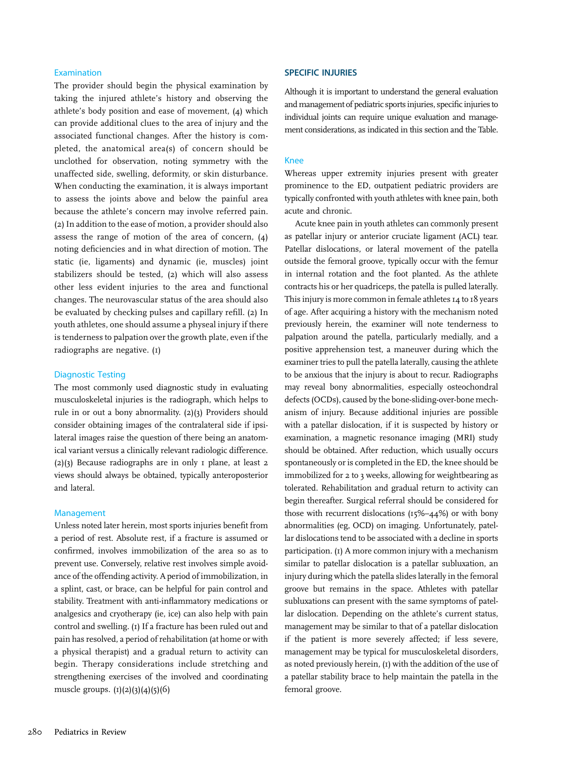### Examination

The provider should begin the physical examination by taking the injured athlete's history and observing the athlete's body position and ease of movement, (4) which can provide additional clues to the area of injury and the associated functional changes. After the history is completed, the anatomical area(s) of concern should be unclothed for observation, noting symmetry with the unaffected side, swelling, deformity, or skin disturbance. When conducting the examination, it is always important to assess the joints above and below the painful area because the athlete's concern may involve referred pain. (2) In addition to the ease of motion, a provider should also assess the range of motion of the area of concern, (4) noting deficiencies and in what direction of motion. The static (ie, ligaments) and dynamic (ie, muscles) joint stabilizers should be tested, (2) which will also assess other less evident injuries to the area and functional changes. The neurovascular status of the area should also be evaluated by checking pulses and capillary refill. (2) In youth athletes, one should assume a physeal injury if there is tenderness to palpation over the growth plate, even if the radiographs are negative. (1)

### Diagnostic Testing

The most commonly used diagnostic study in evaluating musculoskeletal injuries is the radiograph, which helps to rule in or out a bony abnormality. (2)(3) Providers should consider obtaining images of the contralateral side if ipsilateral images raise the question of there being an anatomical variant versus a clinically relevant radiologic difference. (2)(3) Because radiographs are in only 1 plane, at least 2 views should always be obtained, typically anteroposterior and lateral.

### Management

Unless noted later herein, most sports injuries benefit from a period of rest. Absolute rest, if a fracture is assumed or confirmed, involves immobilization of the area so as to prevent use. Conversely, relative rest involves simple avoidance of the offending activity. A period of immobilization, in a splint, cast, or brace, can be helpful for pain control and stability. Treatment with anti-inflammatory medications or analgesics and cryotherapy (ie, ice) can also help with pain control and swelling. (1) If a fracture has been ruled out and pain has resolved, a period of rehabilitation (at home or with a physical therapist) and a gradual return to activity can begin. Therapy considerations include stretching and strengthening exercises of the involved and coordinating muscle groups. (1)(2)(3)(4)(5)(6)

## SPECIFIC INJURIES

Although it is important to understand the general evaluation and management of pediatric sports injuries, specific injuries to individual joints can require unique evaluation and management considerations, as indicated in this section and the Table.

### Knee

Whereas upper extremity injuries present with greater prominence to the ED, outpatient pediatric providers are typically confronted with youth athletes with knee pain, both acute and chronic.

Acute knee pain in youth athletes can commonly present as patellar injury or anterior cruciate ligament (ACL) tear. Patellar dislocations, or lateral movement of the patella outside the femoral groove, typically occur with the femur in internal rotation and the foot planted. As the athlete contracts his or her quadriceps, the patella is pulled laterally. This injury is more common in female athletes 14 to 18 years of age. After acquiring a history with the mechanism noted previously herein, the examiner will note tenderness to palpation around the patella, particularly medially, and a positive apprehension test, a maneuver during which the examiner tries to pull the patella laterally, causing the athlete to be anxious that the injury is about to recur. Radiographs may reveal bony abnormalities, especially osteochondral defects (OCDs), caused by the bone-sliding-over-bone mechanism of injury. Because additional injuries are possible with a patellar dislocation, if it is suspected by history or examination, a magnetic resonance imaging (MRI) study should be obtained. After reduction, which usually occurs spontaneously or is completed in the ED, the knee should be immobilized for 2 to 3 weeks, allowing for weightbearing as tolerated. Rehabilitation and gradual return to activity can begin thereafter. Surgical referral should be considered for those with recurrent dislocations (15%–44%) or with bony abnormalities (eg, OCD) on imaging. Unfortunately, patellar dislocations tend to be associated with a decline in sports participation. (1) A more common injury with a mechanism similar to patellar dislocation is a patellar subluxation, an injury during which the patella slides laterally in the femoral groove but remains in the space. Athletes with patellar subluxations can present with the same symptoms of patellar dislocation. Depending on the athlete's current status, management may be similar to that of a patellar dislocation if the patient is more severely affected; if less severe, management may be typical for musculoskeletal disorders, as noted previously herein, (1) with the addition of the use of a patellar stability brace to help maintain the patella in the femoral groove.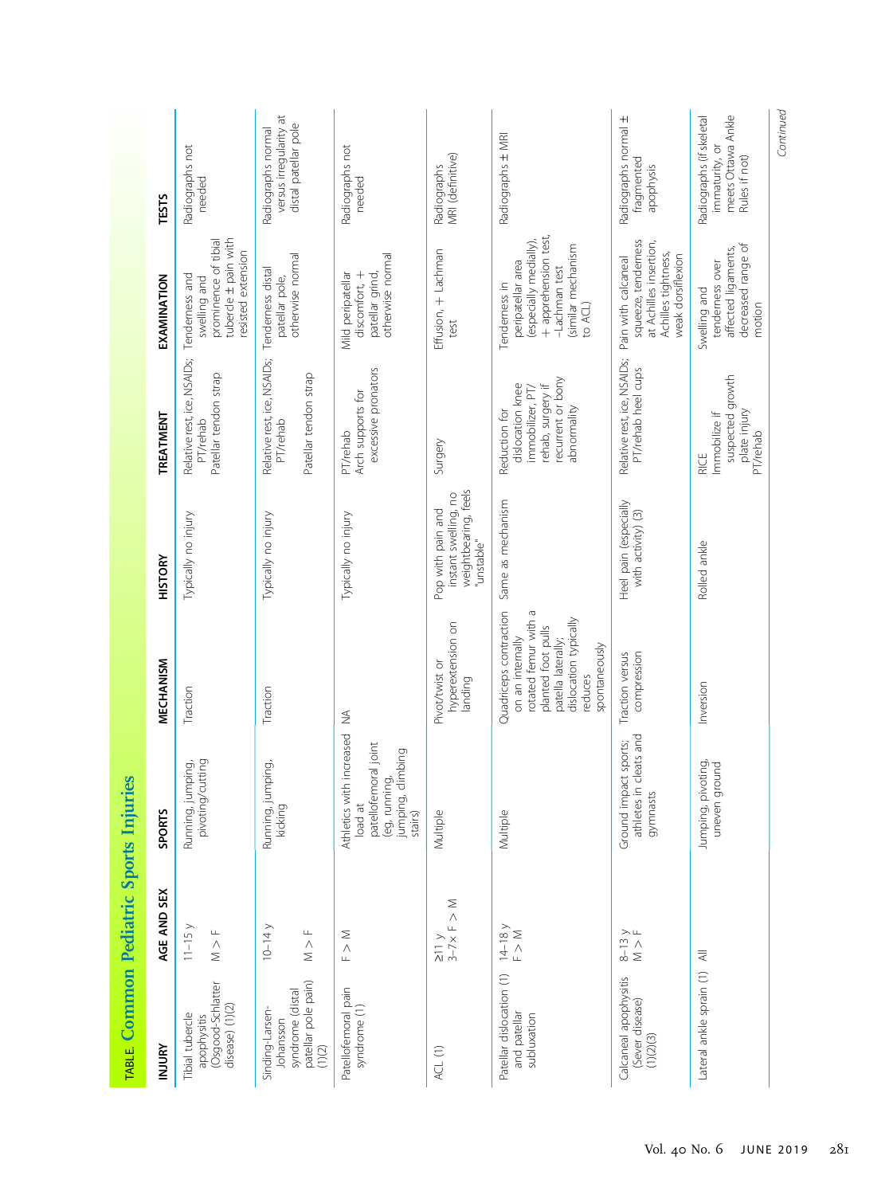TABLE. Common Pediatric Sports Injuries

| INJURY | AGE AND SEX | SPORTS | MECHANISM | HISTORY | TREATMENT | EXAMINATION | TESTS |
|---|---|---|---|---|---|---|---|
| Tibial tubercle apophysitis (Osgood-Schlatter disease) (1)(2) | 11–15 y M > F | Running, jumping, pivoting/cutting | Traction | Typically no injury | Relative rest, ice, NSAIDs; PT/rehab Patellar tendon strap | Tenderness and swelling and prominence of tibial tubercle ± pain with resisted extension | Radiographs not needed |
| Sinding-Larsen-Johansson syndrome (distal patellar pole pain) (1)(2) | 10–14 y M > F | Running, jumping, kicking | Traction | Typically no injury | Relative rest, ice, NSAIDs; PT/rehab Patellar tendon strap | Tenderness distal patellar pole, otherwise normal | Radiographs normal versus irregularity at distal patellar pole |
| Patellofemoral pain syndrome (1) | F > M | Athletics with increased load at patellofemoral joint (eg, running, jumping, climbing stairs) | NA | Typically no injury | PT/rehab Arch supports for excessive pronators | Mild peripatellar discomfort, + patellar grind, otherwise normal | Radiographs not needed |
| ACL (1) | ≥11 y 3–7× F > M | Multiple | Pivot/twist or hyperextension on landing | Pop with pain and instant swelling, no weightbearing, feels "unstable" | Surgery | Effusion, + Lachman test | Radiographs MRI (definitive) |
| Patellar dislocation (1) and patellar subluxation | 14–18 y F > M | Multiple | Quadriceps contraction on an internally rotated femur with a planted foot pulls patella laterally; dislocation typically reduces spontaneously | Same as mechanism | Reduction for dislocation knee immobilizer, PT/rehab, surgery if recurrent or bony abnormality | Tenderness in peripatellar area (especially medially), + apprehension test, –Lachman test (similar mechanism to ACL) | Radiographs ± MRI |
| Calcaneal apophysitis (Sever disease) (1)(2)(3) | 8–13 y M > F | Ground impact sports; athletes in cleats and gymnasts | Traction versus compression | Heel pain (especially with activity) (3) | Relative rest, ice, NSAIDs; PT/rehab heel cups | Pain with calcaneal squeeze, tenderness at Achilles insertion, Achilles tightness, weak dorsiflexion | Radiographs normal ± fragmented apophysis |
| Lateral ankle sprain (1) | All | Jumping, pivoting, uneven ground | Inversion | Rolled ankle | RICE Immobilize if suspected growth plate injury PT/rehab | Swelling and tenderness over affected ligaments, decreased range of motion | Radiographs (if skeletal immaturity, or meets Ottawa Ankle Rules if not) |

Continued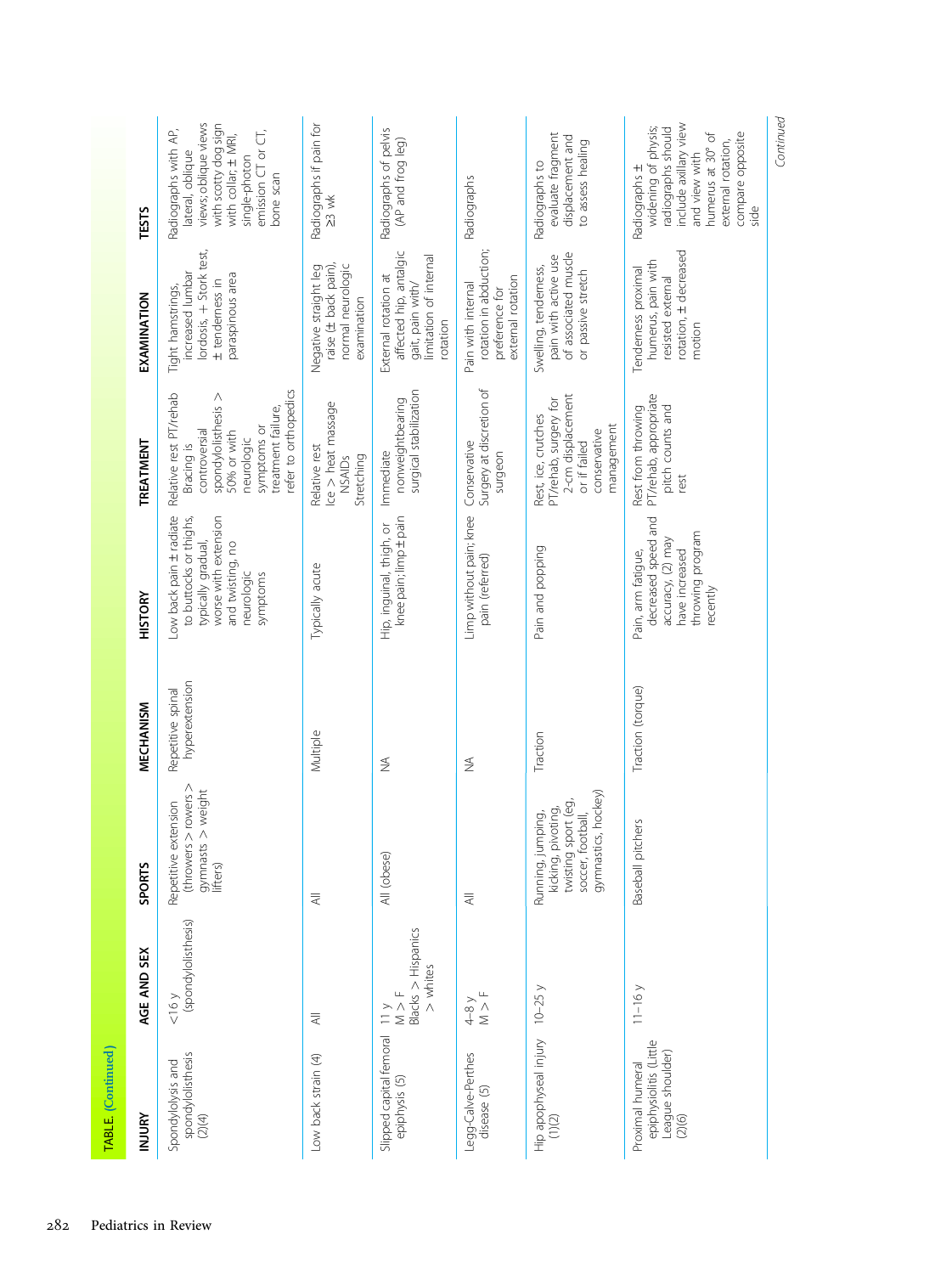TABLE. (Continued)

| INJURY | AGE AND SEX | SPORTS | MECHANISM | HISTORY | TREATMENT | EXAMINATION | TESTS |
|---|---|---|---|---|---|---|---|
| Spondylolysis and spondylolisthesis (2)(4) | <16 y (spondylolisthesis) | Repetitive extension (throwers > rowers > gymnasts > weight lifters) | Repetitive spinal hyperextension | Low back pain ± radiate to buttocks or thighs, typically gradual, worse with extension and twisting, no neurologic symptoms | Relative rest PT/rehab<br>Bracing is controversial<br>spondylolisthesis > 50% or with neurologic symptoms or treatment failure, refer to orthopedics | Tight hamstrings, increased lumbar lordosis, + Stork test, ± tenderness in paraspinous area | Radiographs with AP, lateral, oblique views; oblique views with scotty dog sign with collar; ± MRI, single-photon emission CT or CT, bone scan |
| Low back strain (4) | All | All | Multiple | Typically acute | Relative rest<br>Ice > heat massage<br>NSAIDs<br>Stretching | Negative straight leg raise (± back pain), normal neurologic examination | Radiographs if pain for ≥3 wk |
| Slipped capital femoral epiphysis (5) | 11 y<br>M > F<br>Blacks > Hispanics > whites | All (obese) | NA | Hip, inguinal, thigh, or knee pain; limp ± pain | Immediate nonweightbearing surgical stabilization | External rotation at affected hip, antalgic gait, pain with/limitation of internal rotation | Radiographs of pelvis (AP and frog leg) |
| Legg-Calve-Perthes disease (5) | 4–8 y<br>M > F | All | NA | Limp without pain; knee pain (referred) | Conservative<br>Surgery at discretion of surgeon | Pain with internal rotation in abduction; preference for external rotation | Radiographs |
| Hip apophyseal injury (1)(2) | 10–25 y | Running, jumping, kicking, pivoting, twisting sport (eg, soccer, football, gymnastics, hockey) | Traction | Pain and popping | Rest, ice, crutches PT/rehab, surgery for 2-cm displacement or if failed conservative management | Swelling, tenderness, pain with active use of associated muscle or passive stretch | Radiographs to evaluate fragment displacement and to assess healing |
| Proximal humeral epiphysiolitis (Little League shoulder) (2)(6) | 11–16 y | Baseball pitchers | Traction (torque) | Pain, arm fatigue, decreased speed and accuracy, (2) may have increased throwing program recently | Rest from throwing PT/rehab, appropriate pitch counts and rest | Tenderness proximal humerus, pain with resisted external rotation, ± decreased motion | Radiographs ± widening of physis; radiographs should include axillary view and view with humerus at 30° of external rotation, compare opposite side |

*Continued*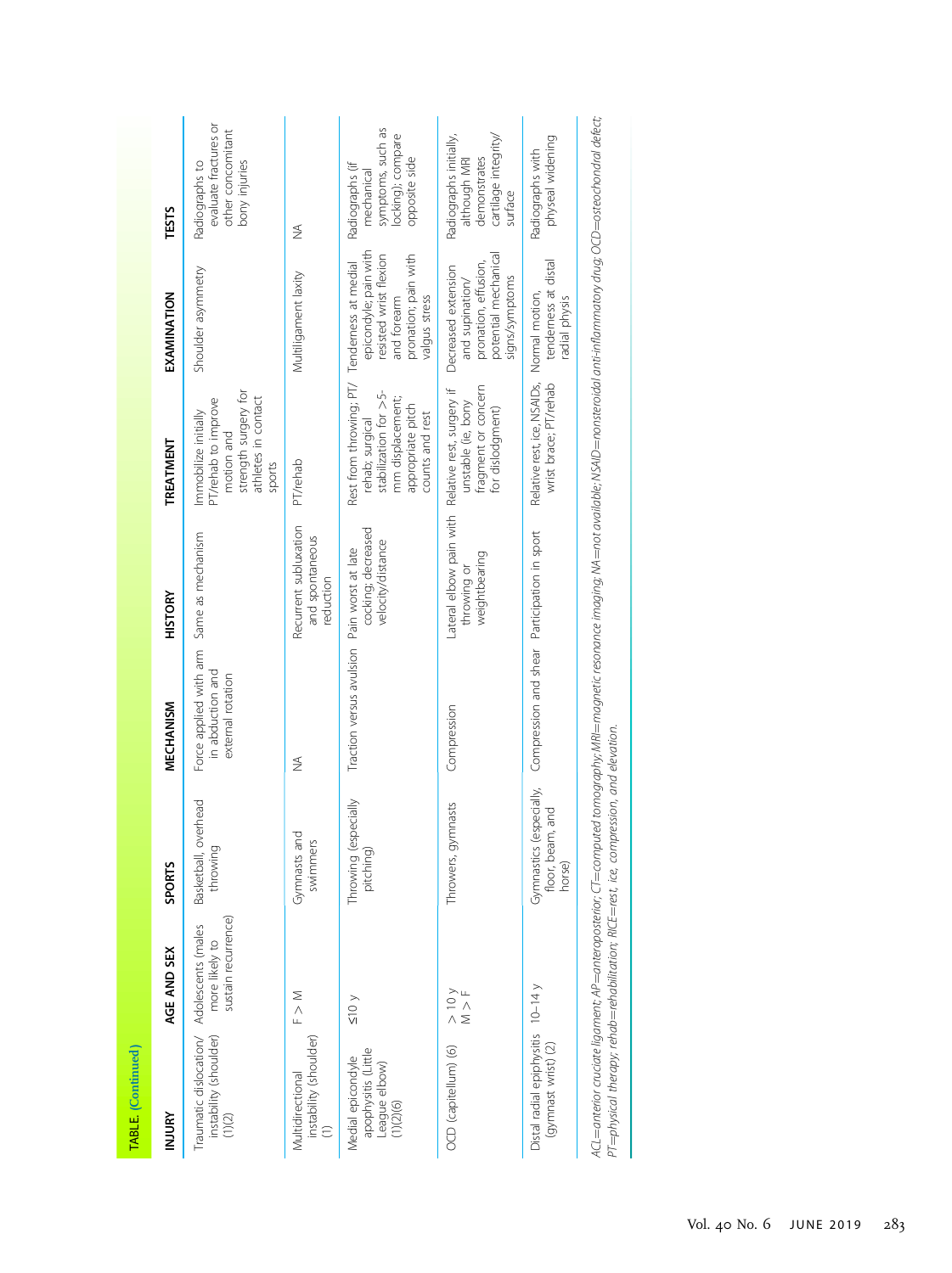TABLE. (Continued)

| INJURY | AGE AND SEX | SPORTS | MECHANISM | HISTORY | TREATMENT | EXAMINATION | TESTS |
|---|---|---|---|---|---|---|---|
| Traumatic dislocation/ instability (shoulder) (1)(2) | Adolescents (males more likely to sustain recurrence) | Basketball, overhead throwing | Force applied with arm in abduction and external rotation | Same as mechanism | Immobilize initially PT/rehab to improve motion and strength surgery for athletes in contact sports | Shoulder asymmetry | Radiographs to evaluate fractures or other concomitant bony injuries |
| Multidirectional instability (shoulder) (1) | F > M | Gymnasts and swimmers | NA | Recurrent subluxation and spontaneous reduction | PT/rehab | Multiligament laxity | NA |
| Medial epicondyle apophysitis (Little League elbow) (1)(2)(6) | ≤10 y | Throwing (especially pitching) | Traction versus avulsion | Pain worst at late cocking; decreased velocity/distance | Rest from throwing; PT/ rehab; surgical stabilization for >5-mm displacement; appropriate pitch counts and rest | Tenderness at medial epicondyle; pain with resisted wrist flexion and forearm pronation; pain with valgus stress | Radiographs (if mechanical symptoms, such as locking); compare opposite side |
| OCD (capitellum) (6) | > 10 y M > F | Throwers, gymnasts | Compression | Lateral elbow pain with throwing or weightbearing | Relative rest, surgery if unstable (ie, bony fragment or concern for dislodgment) | Decreased extension and supination/ pronation, effusion, potential mechanical signs/symptoms | Radiographs initially, although MRI demonstrates cartilage integrity/ surface |
| Distal radial epiphysitis (gymnast wrist) (2) | 10–14 y | Gymnastics (especially, floor, beam, and horse) | Compression and shear | Participation in sport | Relative rest, ice, NSAIDs, wrist brace; PT/rehab | Normal motion, tenderness at distal radial physis | Radiographs with physeal widening |

*ACL=anterior cruciate ligament; AP=anteroposterior; CT=computed tomography; MRI=magnetic resonance imaging; NA=not available; NSAID=nonsteroidal anti-inflammatory drug; OCD=osteochondral defect; PT=physical therapy; rehab=rehabilitation; RICE=rest, ice, compression, and elevation.*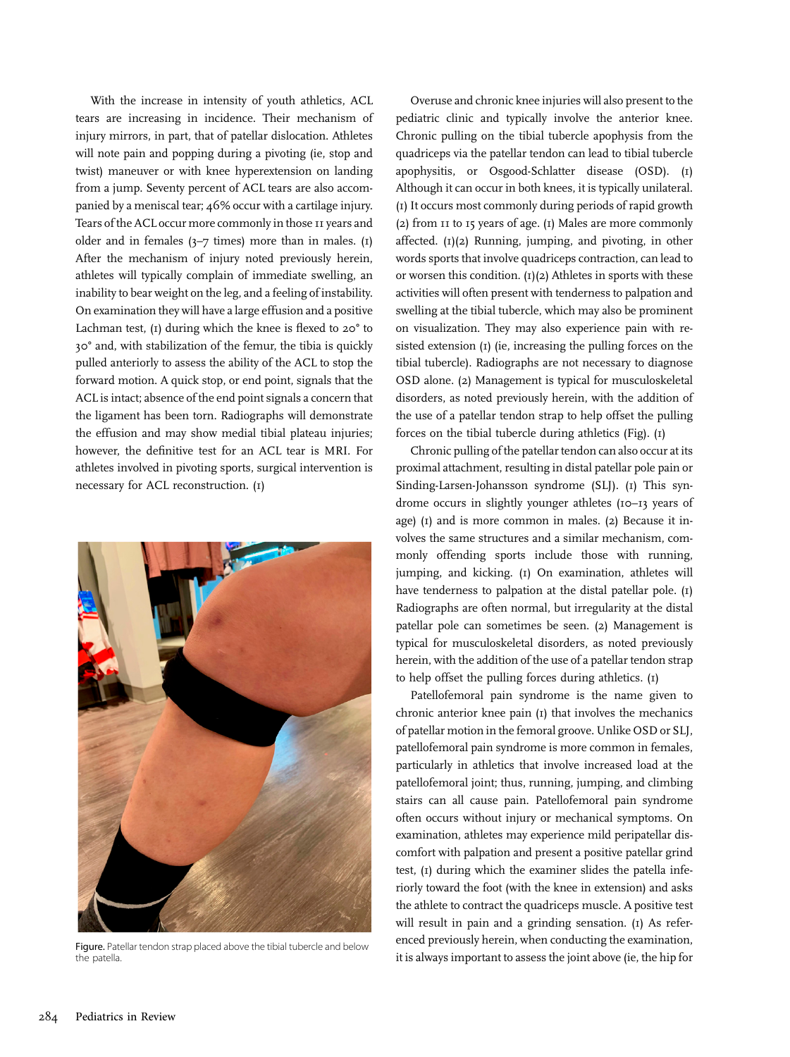With the increase in intensity of youth athletics, ACL tears are increasing in incidence. Their mechanism of injury mirrors, in part, that of patellar dislocation. Athletes will note pain and popping during a pivoting (ie, stop and twist) maneuver or with knee hyperextension on landing from a jump. Seventy percent of ACL tears are also accompanied by a meniscal tear; 46% occur with a cartilage injury. Tears of the ACL occur more commonly in those 11 years and older and in females (3–7 times) more than in males. (1) After the mechanism of injury noted previously herein, athletes will typically complain of immediate swelling, an inability to bear weight on the leg, and a feeling of instability. On examination they will have a large effusion and a positive Lachman test, (1) during which the knee is flexed to 20° to 30° and, with stabilization of the femur, the tibia is quickly pulled anteriorly to assess the ability of the ACL to stop the forward motion. A quick stop, or end point, signals that the ACL is intact; absence of the end point signals a concern that the ligament has been torn. Radiographs will demonstrate the effusion and may show medial tibial plateau injuries; however, the definitive test for an ACL tear is MRI. For athletes involved in pivoting sports, surgical intervention is necessary for ACL reconstruction. (1)

Figure. Patellar tendon strap placed above the tibial tubercle and below the patella.

Overuse and chronic knee injuries will also present to the pediatric clinic and typically involve the anterior knee. Chronic pulling on the tibial tubercle apophysis from the quadriceps via the patellar tendon can lead to tibial tubercle apophysitis, or Osgood-Schlatter disease (OSD). (1) Although it can occur in both knees, it is typically unilateral. (1) It occurs most commonly during periods of rapid growth (2) from 11 to 15 years of age. (1) Males are more commonly affected. (1)(2) Running, jumping, and pivoting, in other words sports that involve quadriceps contraction, can lead to or worsen this condition. (1)(2) Athletes in sports with these activities will often present with tenderness to palpation and swelling at the tibial tubercle, which may also be prominent on visualization. They may also experience pain with resisted extension (1) (ie, increasing the pulling forces on the tibial tubercle). Radiographs are not necessary to diagnose OSD alone. (2) Management is typical for musculoskeletal disorders, as noted previously herein, with the addition of the use of a patellar tendon strap to help offset the pulling forces on the tibial tubercle during athletics (Fig). (1)

Chronic pulling of the patellar tendon can also occur at its proximal attachment, resulting in distal patellar pole pain or Sinding-Larsen-Johansson syndrome (SLJ). (1) This syndrome occurs in slightly younger athletes (10–13 years of age) (1) and is more common in males. (2) Because it involves the same structures and a similar mechanism, commonly offending sports include those with running, jumping, and kicking. (1) On examination, athletes will have tenderness to palpation at the distal patellar pole. (1) Radiographs are often normal, but irregularity at the distal patellar pole can sometimes be seen. (2) Management is typical for musculoskeletal disorders, as noted previously herein, with the addition of the use of a patellar tendon strap to help offset the pulling forces during athletics. (1)

Patellofemoral pain syndrome is the name given to chronic anterior knee pain (1) that involves the mechanics of patellar motion in the femoral groove. Unlike OSD or SLJ, patellofemoral pain syndrome is more common in females, particularly in athletics that involve increased load at the patellofemoral joint; thus, running, jumping, and climbing stairs can all cause pain. Patellofemoral pain syndrome often occurs without injury or mechanical symptoms. On examination, athletes may experience mild peripatellar discomfort with palpation and present a positive patellar grind test, (1) during which the examiner slides the patella inferiorly toward the foot (with the knee in extension) and asks the athlete to contract the quadriceps muscle. A positive test will result in pain and a grinding sensation. (1) As referenced previously herein, when conducting the examination, it is always important to assess the joint above (ie, the hip for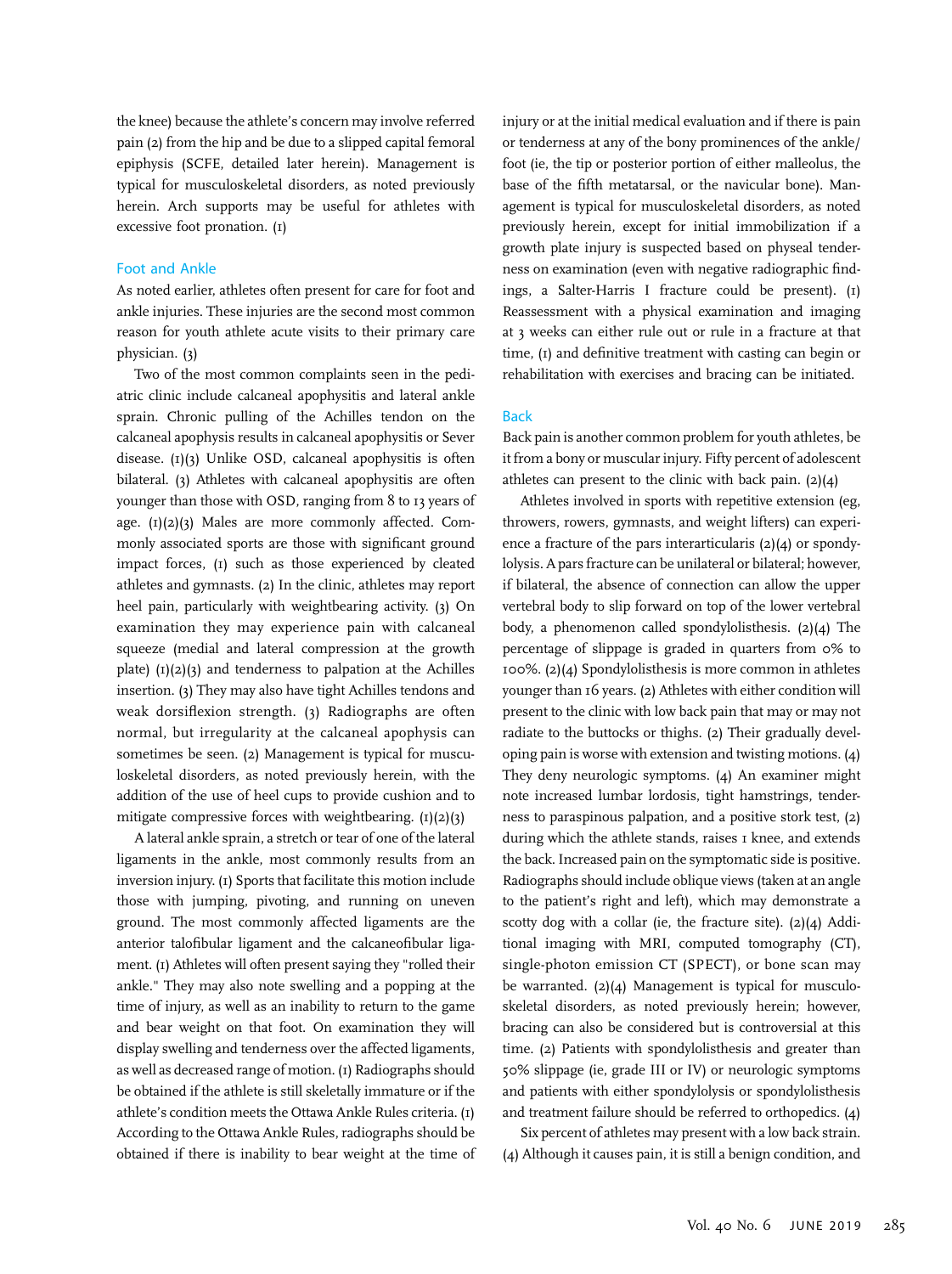the knee) because the athlete's concern may involve referred pain (2) from the hip and be due to a slipped capital femoral epiphysis (SCFE, detailed later herein). Management is typical for musculoskeletal disorders, as noted previously herein. Arch supports may be useful for athletes with excessive foot pronation. (1)

### Foot and Ankle

As noted earlier, athletes often present for care for foot and ankle injuries. These injuries are the second most common reason for youth athlete acute visits to their primary care physician. (3)

Two of the most common complaints seen in the pediatric clinic include calcaneal apophysitis and lateral ankle sprain. Chronic pulling of the Achilles tendon on the calcaneal apophysis results in calcaneal apophysitis or Sever disease. (1)(3) Unlike OSD, calcaneal apophysitis is often bilateral. (3) Athletes with calcaneal apophysitis are often younger than those with OSD, ranging from 8 to 13 years of age. (1)(2)(3) Males are more commonly affected. Commonly associated sports are those with significant ground impact forces, (1) such as those experienced by cleated athletes and gymnasts. (2) In the clinic, athletes may report heel pain, particularly with weightbearing activity. (3) On examination they may experience pain with calcaneal squeeze (medial and lateral compression at the growth plate) (1)(2)(3) and tenderness to palpation at the Achilles insertion. (3) They may also have tight Achilles tendons and weak dorsiflexion strength. (3) Radiographs are often normal, but irregularity at the calcaneal apophysis can sometimes be seen. (2) Management is typical for musculoskeletal disorders, as noted previously herein, with the addition of the use of heel cups to provide cushion and to mitigate compressive forces with weightbearing. (1)(2)(3)

A lateral ankle sprain, a stretch or tear of one of the lateral ligaments in the ankle, most commonly results from an inversion injury. (1) Sports that facilitate this motion include those with jumping, pivoting, and running on uneven ground. The most commonly affected ligaments are the anterior talofibular ligament and the calcaneofibular ligament. (1) Athletes will often present saying they "rolled their ankle." They may also note swelling and a popping at the time of injury, as well as an inability to return to the game and bear weight on that foot. On examination they will display swelling and tenderness over the affected ligaments, as well as decreased range of motion. (1) Radiographs should be obtained if the athlete is still skeletally immature or if the athlete's condition meets the Ottawa Ankle Rules criteria. (1) According to the Ottawa Ankle Rules, radiographs should be obtained if there is inability to bear weight at the time of injury or at the initial medical evaluation and if there is pain or tenderness at any of the bony prominences of the ankle/foot (ie, the tip or posterior portion of either malleolus, the base of the fifth metatarsal, or the navicular bone). Management is typical for musculoskeletal disorders, as noted previously herein, except for initial immobilization if a growth plate injury is suspected based on physeal tenderness on examination (even with negative radiographic findings, a Salter-Harris I fracture could be present). (1) Reassessment with a physical examination and imaging at 3 weeks can either rule out or rule in a fracture at that time, (1) and definitive treatment with casting can begin or rehabilitation with exercises and bracing can be initiated.

### Back

Back pain is another common problem for youth athletes, be it from a bony or muscular injury. Fifty percent of adolescent athletes can present to the clinic with back pain. (2)(4)

Athletes involved in sports with repetitive extension (eg, throwers, rowers, gymnasts, and weight lifters) can experience a fracture of the pars interarticularis (2)(4) or spondylolysis. A pars fracture can be unilateral or bilateral; however, if bilateral, the absence of connection can allow the upper vertebral body to slip forward on top of the lower vertebral body, a phenomenon called spondylolisthesis. (2)(4) The percentage of slippage is graded in quarters from 0% to 100%. (2)(4) Spondylolisthesis is more common in athletes younger than 16 years. (2) Athletes with either condition will present to the clinic with low back pain that may or may not radiate to the buttocks or thighs. (2) Their gradually developing pain is worse with extension and twisting motions. (4) They deny neurologic symptoms. (4) An examiner might note increased lumbar lordosis, tight hamstrings, tenderness to paraspinous palpation, and a positive stork test, (2) during which the athlete stands, raises 1 knee, and extends the back. Increased pain on the symptomatic side is positive. Radiographs should include oblique views (taken at an angle to the patient's right and left), which may demonstrate a scotty dog with a collar (ie, the fracture site). (2)(4) Additional imaging with MRI, computed tomography (CT), single-photon emission CT (SPECT), or bone scan may be warranted. (2)(4) Management is typical for musculoskeletal disorders, as noted previously herein; however, bracing can also be considered but is controversial at this time. (2) Patients with spondylolisthesis and greater than 50% slippage (ie, grade III or IV) or neurologic symptoms and patients with either spondylolysis or spondylolisthesis and treatment failure should be referred to orthopedics. (4)

Six percent of athletes may present with a low back strain. (4) Although it causes pain, it is still a benign condition, and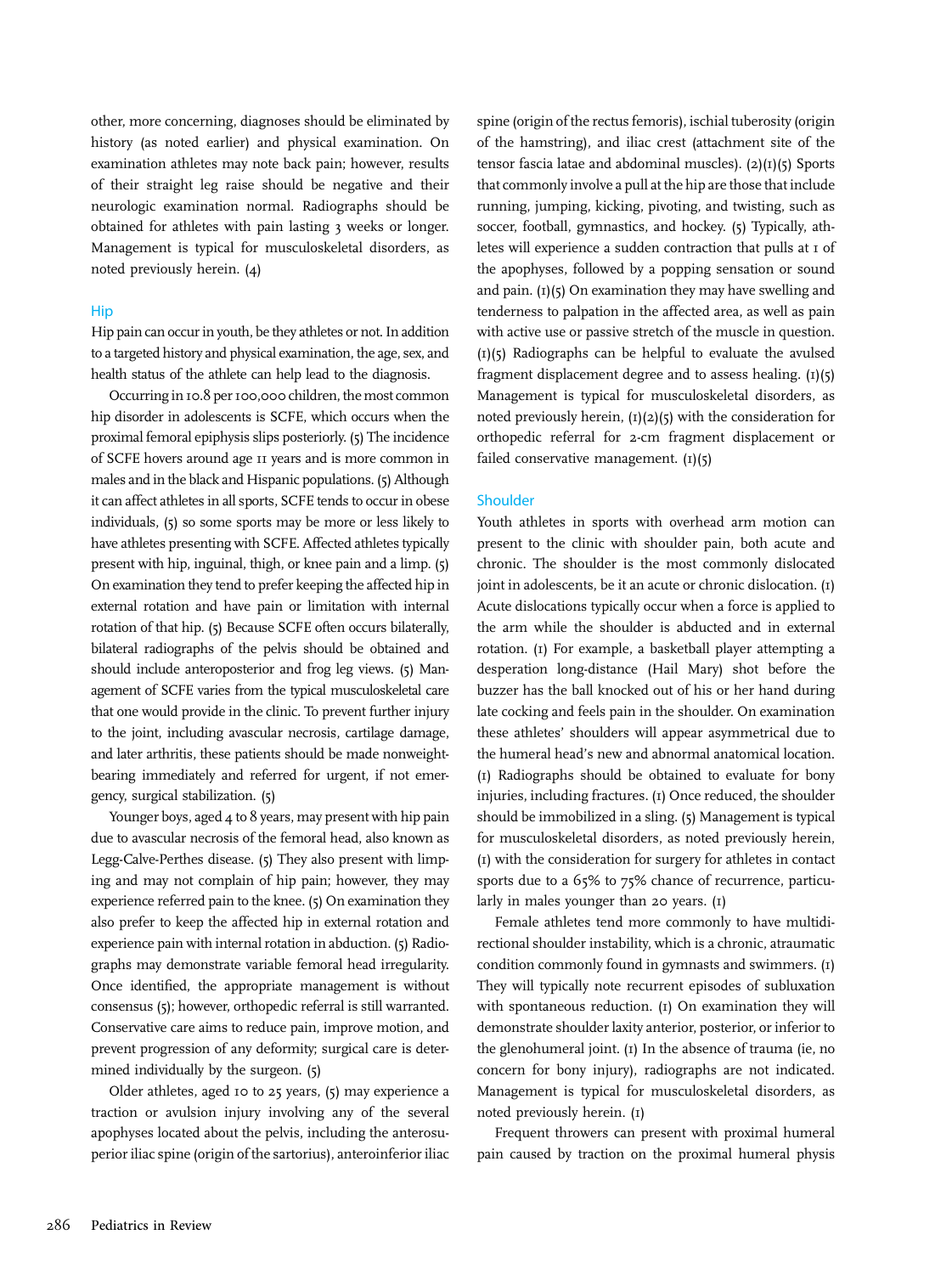other, more concerning, diagnoses should be eliminated by history (as noted earlier) and physical examination. On examination athletes may note back pain; however, results of their straight leg raise should be negative and their neurologic examination normal. Radiographs should be obtained for athletes with pain lasting 3 weeks or longer. Management is typical for musculoskeletal disorders, as noted previously herein. (4)

## Hip

Hip pain can occur in youth, be they athletes or not. In addition to a targeted history and physical examination, the age, sex, and health status of the athlete can help lead to the diagnosis.

Occurring in 10.8 per 100,000 children, the most common hip disorder in adolescents is SCFE, which occurs when the proximal femoral epiphysis slips posteriorly. (5) The incidence of SCFE hovers around age 11 years and is more common in males and in the black and Hispanic populations. (5) Although it can affect athletes in all sports, SCFE tends to occur in obese individuals, (5) so some sports may be more or less likely to have athletes presenting with SCFE. Affected athletes typically present with hip, inguinal, thigh, or knee pain and a limp. (5) On examination they tend to prefer keeping the affected hip in external rotation and have pain or limitation with internal rotation of that hip. (5) Because SCFE often occurs bilaterally, bilateral radiographs of the pelvis should be obtained and should include anteroposterior and frog leg views. (5) Management of SCFE varies from the typical musculoskeletal care that one would provide in the clinic. To prevent further injury to the joint, including avascular necrosis, cartilage damage, and later arthritis, these patients should be made nonweight-bearing immediately and referred for urgent, if not emergency, surgical stabilization. (5)

Younger boys, aged 4 to 8 years, may present with hip pain due to avascular necrosis of the femoral head, also known as Legg-Calve-Perthes disease. (5) They also present with limping and may not complain of hip pain; however, they may experience referred pain to the knee. (5) On examination they also prefer to keep the affected hip in external rotation and experience pain with internal rotation in abduction. (5) Radiographs may demonstrate variable femoral head irregularity. Once identified, the appropriate management is without consensus (5); however, orthopedic referral is still warranted. Conservative care aims to reduce pain, improve motion, and prevent progression of any deformity; surgical care is determined individually by the surgeon. (5)

Older athletes, aged 10 to 25 years, (5) may experience a traction or avulsion injury involving any of the several apophyses located about the pelvis, including the anterosuperior iliac spine (origin of the sartorius), anteroinferior iliac spine (origin of the rectus femoris), ischial tuberosity (origin of the hamstring), and iliac crest (attachment site of the tensor fascia latae and abdominal muscles). (2)(1)(5) Sports that commonly involve a pull at the hip are those that include running, jumping, kicking, pivoting, and twisting, such as soccer, football, gymnastics, and hockey. (5) Typically, athletes will experience a sudden contraction that pulls at 1 of the apophyses, followed by a popping sensation or sound and pain. (1)(5) On examination they may have swelling and tenderness to palpation in the affected area, as well as pain with active use or passive stretch of the muscle in question. (1)(5) Radiographs can be helpful to evaluate the avulsed fragment displacement degree and to assess healing. (1)(5) Management is typical for musculoskeletal disorders, as noted previously herein, (1)(2)(5) with the consideration for orthopedic referral for 2-cm fragment displacement or failed conservative management. (1)(5)

## Shoulder

Youth athletes in sports with overhead arm motion can present to the clinic with shoulder pain, both acute and chronic. The shoulder is the most commonly dislocated joint in adolescents, be it an acute or chronic dislocation. (1) Acute dislocations typically occur when a force is applied to the arm while the shoulder is abducted and in external rotation. (1) For example, a basketball player attempting a desperation long-distance (Hail Mary) shot before the buzzer has the ball knocked out of his or her hand during late cocking and feels pain in the shoulder. On examination these athletes' shoulders will appear asymmetrical due to the humeral head's new and abnormal anatomical location. (1) Radiographs should be obtained to evaluate for bony injuries, including fractures. (1) Once reduced, the shoulder should be immobilized in a sling. (5) Management is typical for musculoskeletal disorders, as noted previously herein, (1) with the consideration for surgery for athletes in contact sports due to a 65% to 75% chance of recurrence, particularly in males younger than 20 years. (1)

Female athletes tend more commonly to have multidirectional shoulder instability, which is a chronic, atraumatic condition commonly found in gymnasts and swimmers. (1) They will typically note recurrent episodes of subluxation with spontaneous reduction. (1) On examination they will demonstrate shoulder laxity anterior, posterior, or inferior to the glenohumeral joint. (1) In the absence of trauma (ie, no concern for bony injury), radiographs are not indicated. Management is typical for musculoskeletal disorders, as noted previously herein. (1)

Frequent throwers can present with proximal humeral pain caused by traction on the proximal humeral physis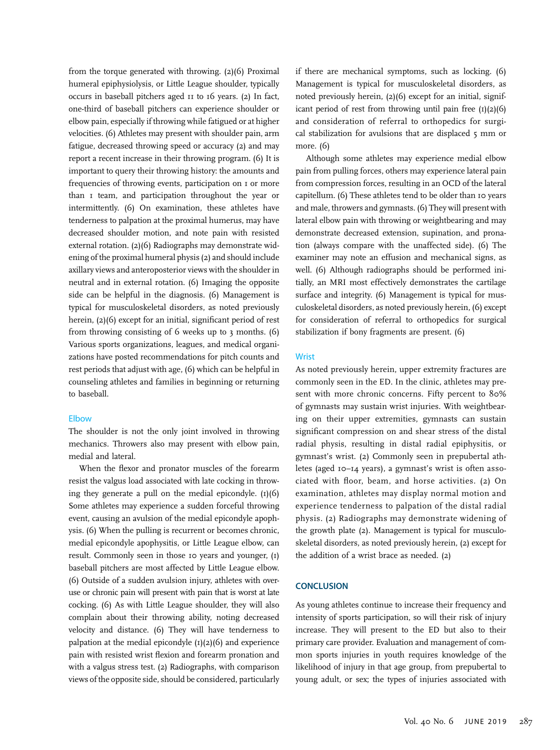from the torque generated with throwing. (2)(6) Proximal humeral epiphysiolysis, or Little League shoulder, typically occurs in baseball pitchers aged 11 to 16 years. (2) In fact, one-third of baseball pitchers can experience shoulder or elbow pain, especially if throwing while fatigued or at higher velocities. (6) Athletes may present with shoulder pain, arm fatigue, decreased throwing speed or accuracy (2) and may report a recent increase in their throwing program. (6) It is important to query their throwing history: the amounts and frequencies of throwing events, participation on 1 or more than 1 team, and participation throughout the year or intermittently. (6) On examination, these athletes have tenderness to palpation at the proximal humerus, may have decreased shoulder motion, and note pain with resisted external rotation. (2)(6) Radiographs may demonstrate widening of the proximal humeral physis (2) and should include axillary views and anteroposterior views with the shoulder in neutral and in external rotation. (6) Imaging the opposite side can be helpful in the diagnosis. (6) Management is typical for musculoskeletal disorders, as noted previously herein, (2)(6) except for an initial, significant period of rest from throwing consisting of 6 weeks up to 3 months. (6) Various sports organizations, leagues, and medical organizations have posted recommendations for pitch counts and rest periods that adjust with age, (6) which can be helpful in counseling athletes and families in beginning or returning to baseball.

### Elbow

The shoulder is not the only joint involved in throwing mechanics. Throwers also may present with elbow pain, medial and lateral.

When the flexor and pronator muscles of the forearm resist the valgus load associated with late cocking in throwing they generate a pull on the medial epicondyle. (1)(6) Some athletes may experience a sudden forceful throwing event, causing an avulsion of the medial epicondyle apophysis. (6) When the pulling is recurrent or becomes chronic, medial epicondyle apophysitis, or Little League elbow, can result. Commonly seen in those 10 years and younger, (1) baseball pitchers are most affected by Little League elbow. (6) Outside of a sudden avulsion injury, athletes with overuse or chronic pain will present with pain that is worst at late cocking. (6) As with Little League shoulder, they will also complain about their throwing ability, noting decreased velocity and distance. (6) They will have tenderness to palpation at the medial epicondyle (1)(2)(6) and experience pain with resisted wrist flexion and forearm pronation and with a valgus stress test. (2) Radiographs, with comparison views of the opposite side, should be considered, particularly if there are mechanical symptoms, such as locking. (6) Management is typical for musculoskeletal disorders, as noted previously herein, (2)(6) except for an initial, significant period of rest from throwing until pain free (1)(2)(6) and consideration of referral to orthopedics for surgical stabilization for avulsions that are displaced 5 mm or more. (6)

Although some athletes may experience medial elbow pain from pulling forces, others may experience lateral pain from compression forces, resulting in an OCD of the lateral capitellum. (6) These athletes tend to be older than 10 years and male, throwers and gymnasts. (6) They will present with lateral elbow pain with throwing or weightbearing and may demonstrate decreased extension, supination, and pronation (always compare with the unaffected side). (6) The examiner may note an effusion and mechanical signs, as well. (6) Although radiographs should be performed initially, an MRI most effectively demonstrates the cartilage surface and integrity. (6) Management is typical for musculoskeletal disorders, as noted previously herein, (6) except for consideration of referral to orthopedics for surgical stabilization if bony fragments are present. (6)

### Wrist

As noted previously herein, upper extremity fractures are commonly seen in the ED. In the clinic, athletes may present with more chronic concerns. Fifty percent to 80% of gymnasts may sustain wrist injuries. With weightbearing on their upper extremities, gymnasts can sustain significant compression on and shear stress of the distal radial physis, resulting in distal radial epiphysitis, or gymnast's wrist. (2) Commonly seen in prepubertal athletes (aged 10–14 years), a gymnast's wrist is often associated with floor, beam, and horse activities. (2) On examination, athletes may display normal motion and experience tenderness to palpation of the distal radial physis. (2) Radiographs may demonstrate widening of the growth plate (2). Management is typical for musculoskeletal disorders, as noted previously herein, (2) except for the addition of a wrist brace as needed. (2)

## CONCLUSION

As young athletes continue to increase their frequency and intensity of sports participation, so will their risk of injury increase. They will present to the ED but also to their primary care provider. Evaluation and management of common sports injuries in youth requires knowledge of the likelihood of injury in that age group, from prepubertal to young adult, or sex; the types of injuries associated with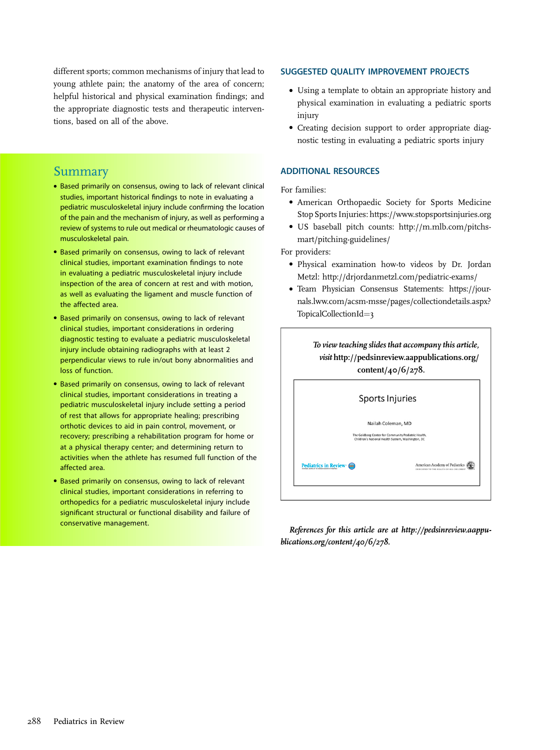different sports; common mechanisms of injury that lead to young athlete pain; the anatomy of the area of concern; helpful historical and physical examination findings; and the appropriate diagnostic tests and therapeutic interventions, based on all of the above.

## Summary

- Based primarily on consensus, owing to lack of relevant clinical studies, important historical findings to note in evaluating a pediatric musculoskeletal injury include confirming the location of the pain and the mechanism of injury, as well as performing a review of systems to rule out medical or rheumatologic causes of musculoskeletal pain.
- Based primarily on consensus, owing to lack of relevant clinical studies, important examination findings to note in evaluating a pediatric musculoskeletal injury include inspection of the area of concern at rest and with motion, as well as evaluating the ligament and muscle function of the affected area.
- Based primarily on consensus, owing to lack of relevant clinical studies, important considerations in ordering diagnostic testing to evaluate a pediatric musculoskeletal injury include obtaining radiographs with at least 2 perpendicular views to rule in/out bony abnormalities and loss of function.
- Based primarily on consensus, owing to lack of relevant clinical studies, important considerations in treating a pediatric musculoskeletal injury include setting a period of rest that allows for appropriate healing; prescribing orthotic devices to aid in pain control, movement, or recovery; prescribing a rehabilitation program for home or at a physical therapy center; and determining return to activities when the athlete has resumed full function of the affected area.
- Based primarily on consensus, owing to lack of relevant clinical studies, important considerations in referring to orthopedics for a pediatric musculoskeletal injury include significant structural or functional disability and failure of conservative management.

### SUGGESTED QUALITY IMPROVEMENT PROJECTS

- Using a template to obtain an appropriate history and physical examination in evaluating a pediatric sports injury
- Creating decision support to order appropriate diagnostic testing in evaluating a pediatric sports injury

### ADDITIONAL RESOURCES

For families:

- American Orthopaedic Society for Sports Medicine Stop Sports Injuries: https://www.stopsportsinjuries.org
- US baseball pitch counts: http://m.mlb.com/pitchsmart/pitching-guidelines/

For providers:

- Physical examination how-to videos by Dr. Jordan Metzl: http://drjordanmetzl.com/pediatric-exams/
- Team Physician Consensus Statements: https://journals.lww.com/acsm-msse/pages/collectiondetails.aspx?TopicalCollectionId=3

***To view teaching slides that accompany this article, visit* http://pedsinreview.aappublications.org/content/40/6/278.**

Sports Injuries

Nailah Coleman, MD

The Goldberg Center for Community Pediatric Health, Children's National Health System, Washington, DC

Pediatrics in Review

American Academy of Pediatrics

***References for this article are at http://pedsinreview.aappublications.org/content/40/6/278.***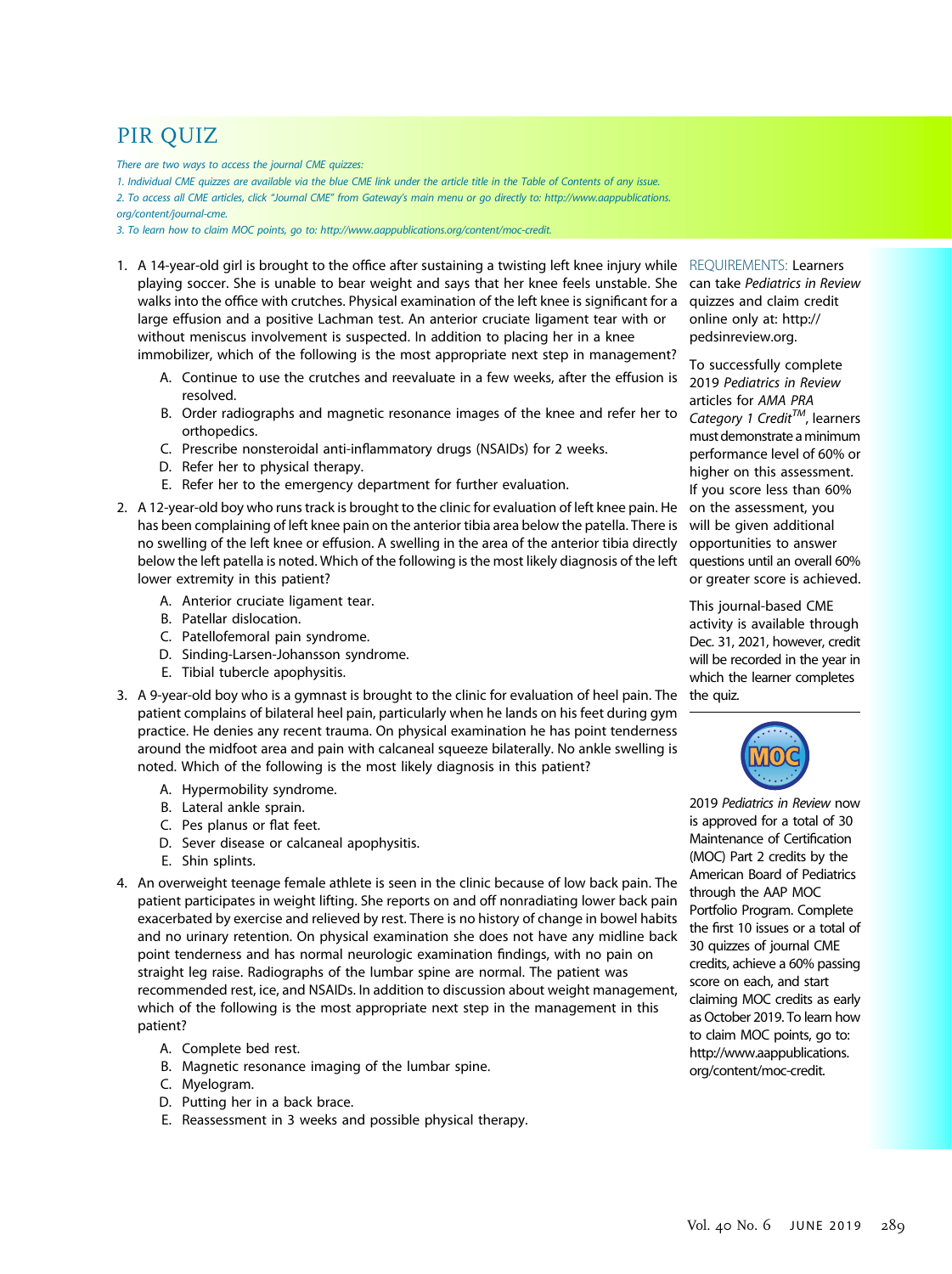# PIR QUIZ

*There are two ways to access the journal CME quizzes:*

*1. Individual CME quizzes are available via the blue CME link under the article title in the Table of Contents of any issue.*

*2. To access all CME articles, click "Journal CME" from Gateway's main menu or go directly to: http://www.aappublications.org/content/journal-cme.*

*3. To learn how to claim MOC points, go to: http://www.aappublications.org/content/moc-credit.*

1. A 14-year-old girl is brought to the office after sustaining a twisting left knee injury while playing soccer. She is unable to bear weight and says that her knee feels unstable. She walks into the office with crutches. Physical examination of the left knee is significant for a large effusion and a positive Lachman test. An anterior cruciate ligament tear with or without meniscus involvement is suspected. In addition to placing her in a knee immobilizer, which of the following is the most appropriate next step in management?
   - A. Continue to use the crutches and reevaluate in a few weeks, after the effusion is resolved.
   - B. Order radiographs and magnetic resonance images of the knee and refer her to orthopedics.
   - C. Prescribe nonsteroidal anti-inflammatory drugs (NSAIDs) for 2 weeks.
   - D. Refer her to physical therapy.
   - E. Refer her to the emergency department for further evaluation.

2. A 12-year-old boy who runs track is brought to the clinic for evaluation of left knee pain. He has been complaining of left knee pain on the anterior tibia area below the patella. There is no swelling of the left knee or effusion. A swelling in the area of the anterior tibia directly below the left patella is noted. Which of the following is the most likely diagnosis of the left lower extremity in this patient?
   - A. Anterior cruciate ligament tear.
   - B. Patellar dislocation.
   - C. Patellofemoral pain syndrome.
   - D. Sinding-Larsen-Johansson syndrome.
   - E. Tibial tubercle apophysitis.

3. A 9-year-old boy who is a gymnast is brought to the clinic for evaluation of heel pain. The patient complains of bilateral heel pain, particularly when he lands on his feet during gym practice. He denies any recent trauma. On physical examination he has point tenderness around the midfoot area and pain with calcaneal squeeze bilaterally. No ankle swelling is noted. Which of the following is the most likely diagnosis in this patient?
   - A. Hypermobility syndrome.
   - B. Lateral ankle sprain.
   - C. Pes planus or flat feet.
   - D. Sever disease or calcaneal apophysitis.
   - E. Shin splints.

4. An overweight teenage female athlete is seen in the clinic because of low back pain. The patient participates in weight lifting. She reports on and off nonradiating lower back pain exacerbated by exercise and relieved by rest. There is no history of change in bowel habits and no urinary retention. On physical examination she does not have any midline back point tenderness and has normal neurologic examination findings, with no pain on straight leg raise. Radiographs of the lumbar spine are normal. The patient was recommended rest, ice, and NSAIDs. In addition to discussion about weight management, which of the following is the most appropriate next step in the management in this patient?
   - A. Complete bed rest.
   - B. Magnetic resonance imaging of the lumbar spine.
   - C. Myelogram.
   - D. Putting her in a back brace.
   - E. Reassessment in 3 weeks and possible physical therapy.

REQUIREMENTS: Learners can take *Pediatrics in Review* quizzes and claim credit online only at: http://pedsinreview.org.

To successfully complete 2019 *Pediatrics in Review* articles for *AMA PRA Category 1 Credit™*, learners must demonstrate a minimum performance level of 60% or higher on this assessment. If you score less than 60% on the assessment, you will be given additional opportunities to answer questions until an overall 60% or greater score is achieved.

This journal-based CME activity is available through Dec. 31, 2021, however, credit will be recorded in the year in which the learner completes the quiz.

2019 *Pediatrics in Review* now is approved for a total of 30 Maintenance of Certification (MOC) Part 2 credits by the American Board of Pediatrics through the AAP MOC Portfolio Program. Complete the first 10 issues or a total of 30 quizzes of journal CME credits, achieve a 60% passing score on each, and start claiming MOC credits as early as October 2019. To learn how to claim MOC points, go to: http://www.aappublications.org/content/moc-credit.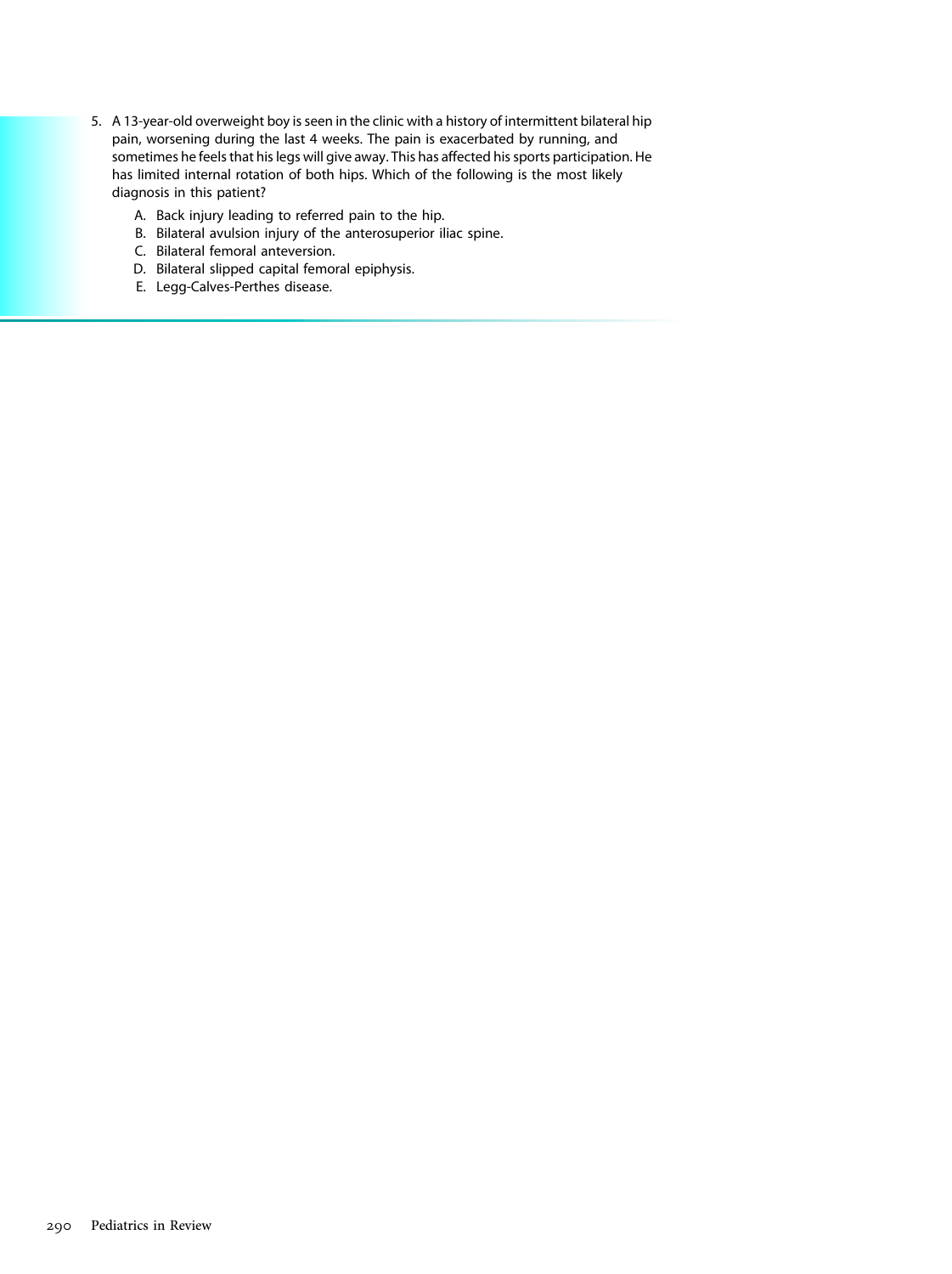5. A 13-year-old overweight boy is seen in the clinic with a history of intermittent bilateral hip pain, worsening during the last 4 weeks. The pain is exacerbated by running, and sometimes he feels that his legs will give away. This has affected his sports participation. He has limited internal rotation of both hips. Which of the following is the most likely diagnosis in this patient?

   A. Back injury leading to referred pain to the hip.
   B. Bilateral avulsion injury of the anterosuperior iliac spine.
   C. Bilateral femoral anteversion.
   D. Bilateral slipped capital femoral epiphysis.
   E. Legg-Calves-Perthes disease.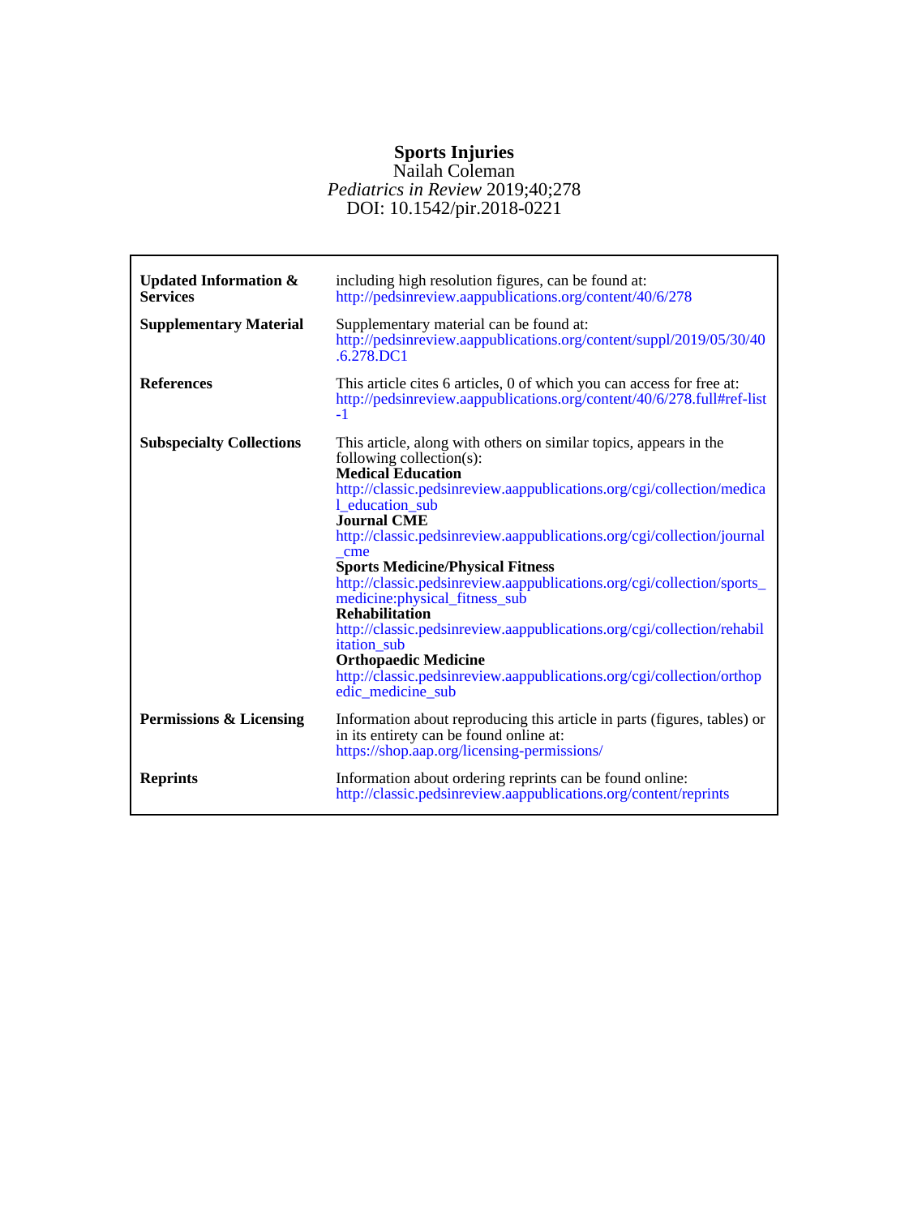**Sports Injuries**
Nailah Coleman
*Pediatrics in Review* 2019;40;278
DOI: 10.1542/pir.2018-0221

| | |
|---|---|
| **Updated Information & Services** | including high resolution figures, can be found at: http://pedsinreview.aappublications.org/content/40/6/278 |
| **Supplementary Material** | Supplementary material can be found at: http://pedsinreview.aappublications.org/content/suppl/2019/05/30/40.6.278.DC1 |
| **References** | This article cites 6 articles, 0 of which you can access for free at: http://pedsinreview.aappublications.org/content/40/6/278.full#ref-list-1 |
| **Subspecialty Collections** | This article, along with others on similar topics, appears in the following collection(s): **Medical Education** http://classic.pedsinreview.aappublications.org/cgi/collection/medical_education_sub **Journal CME** http://classic.pedsinreview.aappublications.org/cgi/collection/journal_cme **Sports Medicine/Physical Fitness** http://classic.pedsinreview.aappublications.org/cgi/collection/sports_medicine:physical_fitness_sub **Rehabilitation** http://classic.pedsinreview.aappublications.org/cgi/collection/rehabilitation_sub **Orthopaedic Medicine** http://classic.pedsinreview.aappublications.org/cgi/collection/orthopedic_medicine_sub |
| **Permissions & Licensing** | Information about reproducing this article in parts (figures, tables) or in its entirety can be found online at: https://shop.aap.org/licensing-permissions/ |
| **Reprints** | Information about ordering reprints can be found online: http://classic.pedsinreview.aappublications.org/content/reprints |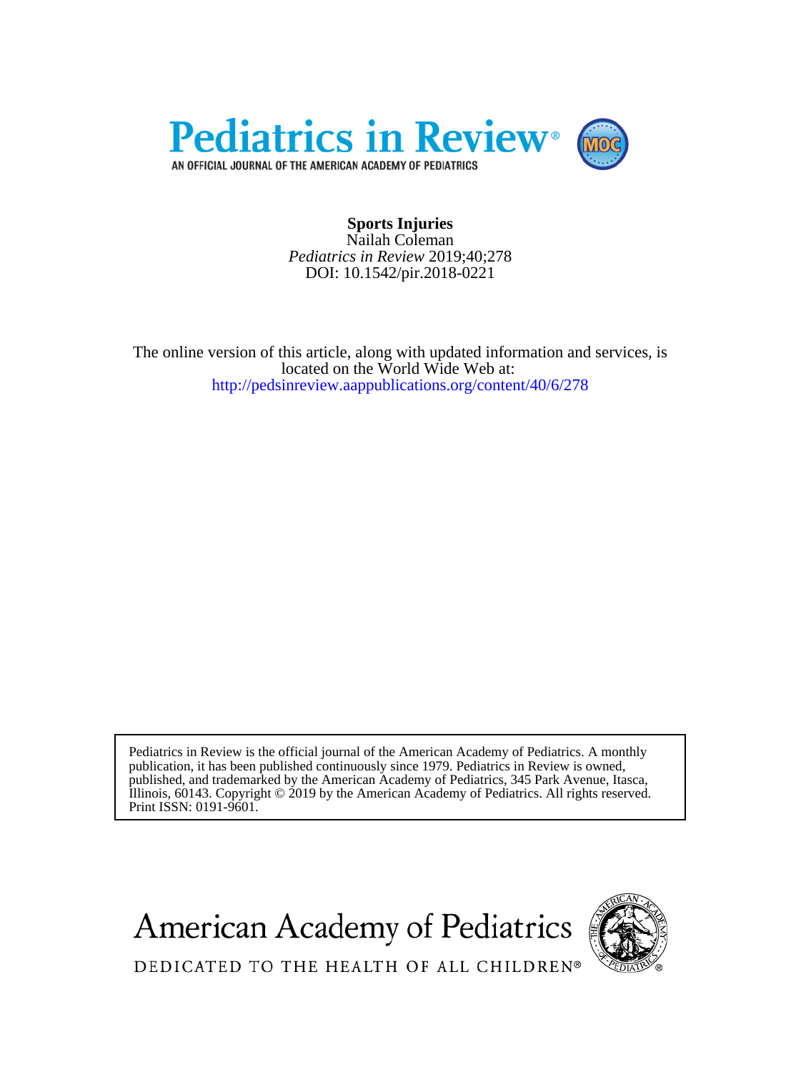Pediatrics in Review®

AN OFFICIAL JOURNAL OF THE AMERICAN ACADEMY OF PEDIATRICS

**Sports Injuries**

Nailah Coleman

*Pediatrics in Review* 2019;40;278

DOI: 10.1542/pir.2018-0221

The online version of this article, along with updated information and services, is located on the World Wide Web at:

http://pedsinreview.aappublications.org/content/40/6/278

Pediatrics in Review is the official journal of the American Academy of Pediatrics. A monthly publication, it has been published continuously since 1979. Pediatrics in Review is owned, published, and trademarked by the American Academy of Pediatrics, 345 Park Avenue, Itasca, Illinois, 60143. Copyright © 2019 by the American Academy of Pediatrics. All rights reserved. Print ISSN: 0191-9601.

American Academy of Pediatrics

DEDICATED TO THE HEALTH OF ALL CHILDREN®